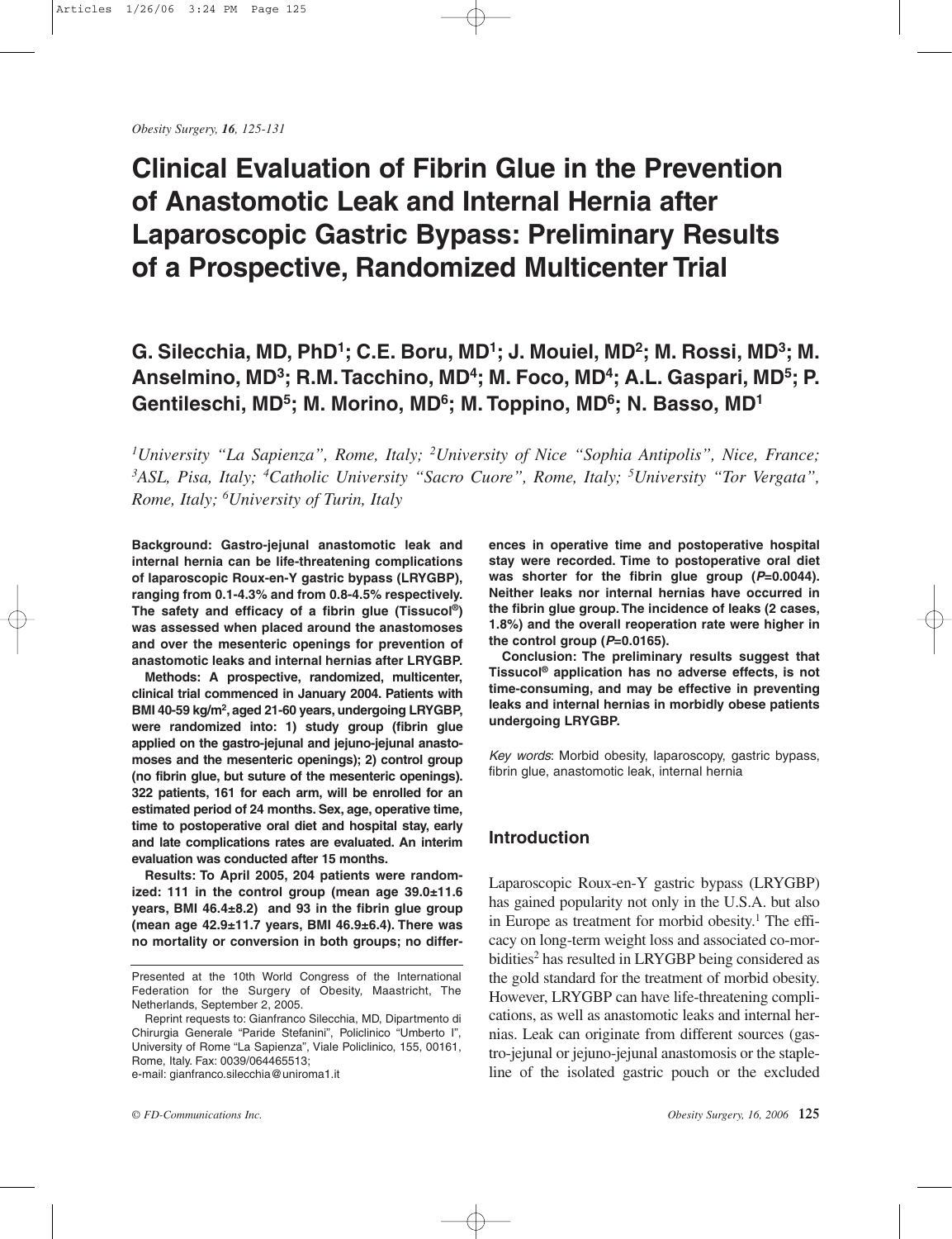*Obesity Surgery, **16**, 125-131*

# Clinical Evaluation of Fibrin Glue in the Prevention of Anastomotic Leak and Internal Hernia after Laparoscopic Gastric Bypass: Preliminary Results of a Prospective, Randomized Multicenter Trial

## G. Silecchia, MD, PhD[1]; C.E. Boru, MD[1]; J. Mouiel, MD[2]; M. Rossi, MD[3]; M. Anselmino, MD[3]; R.M. Tacchino, MD[4]; M. Foco, MD[4]; A.L. Gaspari, MD[5]; P. Gentileschi, MD[5]; M. Morino, MD[6]; M. Toppino, MD[6]; N. Basso, MD[1]

*[1]University "La Sapienza", Rome, Italy; [2]University of Nice "Sophia Antipolis", Nice, France; [3]ASL, Pisa, Italy; [4]Catholic University "Sacro Cuore", Rome, Italy; [5]University "Tor Vergata", Rome, Italy; [6]University of Turin, Italy*

**Background: Gastro-jejunal anastomotic leak and internal hernia can be life-threatening complications of laparoscopic Roux-en-Y gastric bypass (LRYGBP), ranging from 0.1-4.3% and from 0.8-4.5% respectively. The safety and efficacy of a fibrin glue (Tissucol®) was assessed when placed around the anastomoses and over the mesenteric openings for prevention of anastomotic leaks and internal hernias after LRYGBP.**

**Methods: A prospective, randomized, multicenter, clinical trial commenced in January 2004. Patients with BMI 40-59 kg/m², aged 21-60 years, undergoing LRYGBP, were randomized into: 1) study group (fibrin glue applied on the gastro-jejunal and jejuno-jejunal anastomoses and the mesenteric openings); 2) control group (no fibrin glue, but suture of the mesenteric openings). 322 patients, 161 for each arm, will be enrolled for an estimated period of 24 months. Sex, age, operative time, time to postoperative oral diet and hospital stay, early and late complications rates are evaluated. An interim evaluation was conducted after 15 months.**

**Results: To April 2005, 204 patients were randomized: 111 in the control group (mean age 39.0±11.6 years, BMI 46.4±8.2) and 93 in the fibrin glue group (mean age 42.9±11.7 years, BMI 46.9±6.4). There was no mortality or conversion in both groups; no differences in operative time and postoperative hospital stay were recorded. Time to postoperative oral diet was shorter for the fibrin glue group (*P*=0.0044). Neither leaks nor internal hernias have occurred in the fibrin glue group. The incidence of leaks (2 cases, 1.8%) and the overall reoperation rate were higher in the control group (*P*=0.0165).**

**Conclusion: The preliminary results suggest that Tissucol® application has no adverse effects, is not time-consuming, and may be effective in preventing leaks and internal hernias in morbidly obese patients undergoing LRYGBP.**

*Key words*: Morbid obesity, laparoscopy, gastric bypass, fibrin glue, anastomotic leak, internal hernia

## Introduction

Laparoscopic Roux-en-Y gastric bypass (LRYGBP) has gained popularity not only in the U.S.A. but also in Europe as treatment for morbid obesity.[1] The efficacy on long-term weight loss and associated co-morbidities[2] has resulted in LRYGBP being considered as the gold standard for the treatment of morbid obesity. However, LRYGBP can have life-threatening complications, as well as anastomotic leaks and internal hernias. Leak can originate from different sources (gastro-jejunal or jejuno-jejunal anastomosis or the staple-line of the isolated gastric pouch or the excluded

Presented at the 10th World Congress of the International Federation for the Surgery of Obesity, Maastricht, The Netherlands, September 2, 2005.

Reprint requests to: Gianfranco Silecchia, MD, Dipartmento di Chirurgia Generale "Paride Stefanini", Policlinico "Umberto I", University of Rome "La Sapienza", Viale Policlinico, 155, 00161, Rome, Italy. Fax: 0039/064465513; e-mail: gianfranco.silecchia@uniroma1.it

© FD-Communications Inc.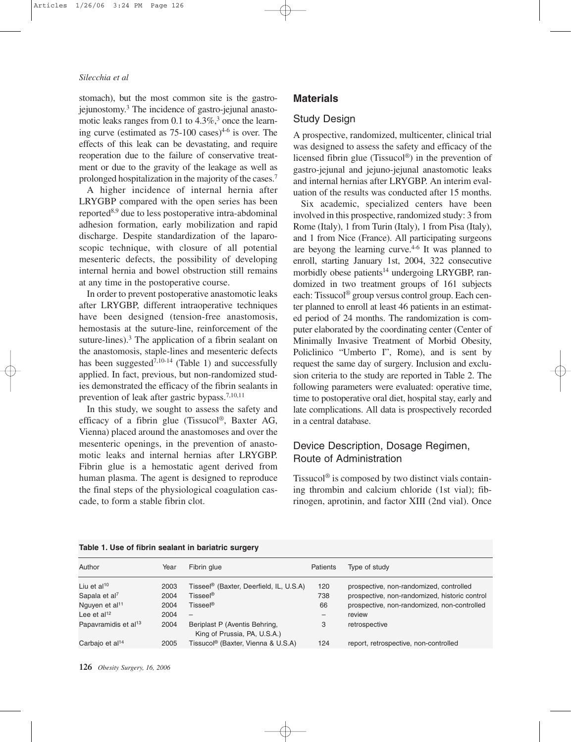stomach), but the most common site is the gastro-jejunostomy.[3] The incidence of gastro-jejunal anastomotic leaks ranges from 0.1 to 4.3%,[3] once the learning curve (estimated as 75-100 cases)[4-6] is over. The effects of this leak can be devastating, and require reoperation due to the failure of conservative treatment or due to the gravity of the leakage as well as prolonged hospitalization in the majority of the cases.[7]

A higher incidence of internal hernia after LRYGBP compared with the open series has been reported[8,9] due to less postoperative intra-abdominal adhesion formation, early mobilization and rapid discharge. Despite standardization of the laparoscopic technique, with closure of all potential mesenteric defects, the possibility of developing internal hernia and bowel obstruction still remains at any time in the postoperative course.

In order to prevent postoperative anastomotic leaks after LRYGBP, different intraoperative techniques have been designed (tension-free anastomosis, hemostasis at the suture-line, reinforcement of the suture-lines).[3] The application of a fibrin sealant on the anastomosis, staple-lines and mesenteric defects has been suggested[7,10-14] (Table 1) and successfully applied. In fact, previous, but non-randomized studies demonstrated the efficacy of the fibrin sealants in prevention of leak after gastric bypass.[7,10,11]

In this study, we sought to assess the safety and efficacy of a fibrin glue (Tissucol®, Baxter AG, Vienna) placed around the anastomoses and over the mesenteric openings, in the prevention of anastomotic leaks and internal hernias after LRYGBP. Fibrin glue is a hemostatic agent derived from human plasma. The agent is designed to reproduce the final steps of the physiological coagulation cascade, to form a stable fibrin clot.

## Materials

### Study Design

A prospective, randomized, multicenter, clinical trial was designed to assess the safety and efficacy of the licensed fibrin glue (Tissucol®) in the prevention of gastro-jejunal and jejuno-jejunal anastomotic leaks and internal hernias after LRYGBP. An interim evaluation of the results was conducted after 15 months.

Six academic, specialized centers have been involved in this prospective, randomized study: 3 from Rome (Italy), 1 from Turin (Italy), 1 from Pisa (Italy), and 1 from Nice (France). All participating surgeons are beyong the learning curve.[4-6] It was planned to enroll, starting January 1st, 2004, 322 consecutive morbidly obese patients[14] undergoing LRYGBP, randomized in two treatment groups of 161 subjects each: Tissucol® group versus control group. Each center planned to enroll at least 46 patients in an estimated period of 24 months. The randomization is computer elaborated by the coordinating center (Center of Minimally Invasive Treatment of Morbid Obesity, Policlinico "Umberto I", Rome), and is sent by request the same day of surgery. Inclusion and exclusion criteria to the study are reported in Table 2. The following parameters were evaluated: operative time, time to postoperative oral diet, hospital stay, early and late complications. All data is prospectively recorded in a central database.

### Device Description, Dosage Regimen, Route of Administration

Tissucol® is composed by two distinct vials containing thrombin and calcium chloride (1st vial); fibrinogen, aprotinin, and factor XIII (2nd vial). Once

**Table 1. Use of fibrin sealant in bariatric surgery**

| Author | Year | Fibrin glue | Patients | Type of study |
|---|---|---|---|---|
| Liu et al[10] | 2003 | Tisseel® (Baxter, Deerfield, IL, U.S.A) | 120 | prospective, non-randomized, controlled |
| Sapala et al[7] | 2004 | Tisseel® | 738 | prospective, non-randomized, historic control |
| Nguyen et al[11] | 2004 | Tisseel® | 66 | prospective, non-randomized, non-controlled |
| Lee et al[12] | 2004 | – | – | review |
| Papavramidis et al[13] | 2004 | Beriplast P (Aventis Behring, King of Prussia, PA, U.S.A.) | 3 | retrospective |
| Carbajo et al[14] | 2005 | Tissucol® (Baxter, Vienna & U.S.A) | 124 | report, retrospective, non-controlled |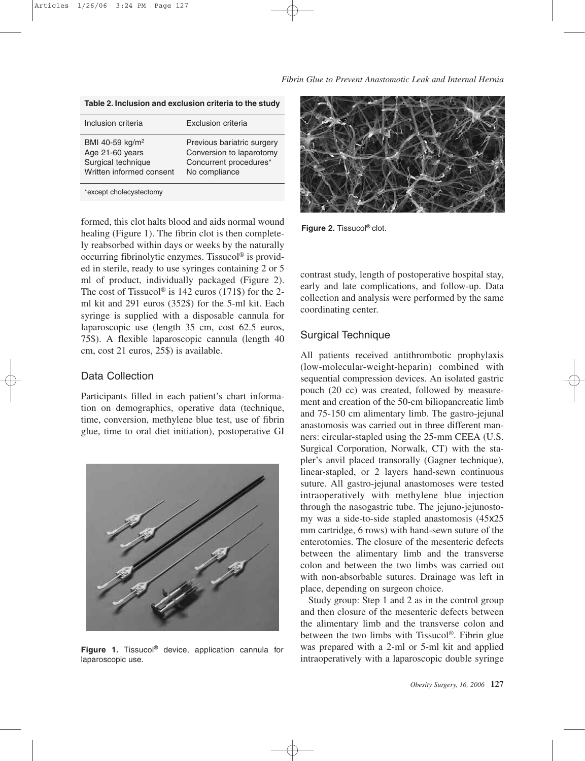**Table 2. Inclusion and exclusion criteria to the study**

| Inclusion criteria | Exclusion criteria |
|---|---|
| BMI 40-59 kg/m$^2$ | Previous bariatric surgery |
| Age 21-60 years | Conversion to laparotomy |
| Surgical technique | Concurrent procedures* |
| Written informed consent | No compliance |

*except cholecystectomy

formed, this clot halts blood and aids normal wound healing (Figure 1). The fibrin clot is then completely reabsorbed within days or weeks by the naturally occurring fibrinolytic enzymes. Tissucol® is provided in sterile, ready to use syringes containing 2 or 5 ml of product, individually packaged (Figure 2). The cost of Tissucol® is 142 euros (171$) for the 2-ml kit and 291 euros (352$) for the 5-ml kit. Each syringe is supplied with a disposable cannula for laparoscopic use (length 35 cm, cost 62.5 euros, 75$). A flexible laparoscopic cannula (length 40 cm, cost 21 euros, 25$) is available.

## Data Collection

Participants filled in each patient's chart information on demographics, operative data (technique, time, conversion, methylene blue test, use of fibrin glue, time to oral diet initiation), postoperative GI contrast study, length of postoperative hospital stay, early and late complications, and follow-up. Data collection and analysis were performed by the same coordinating center.

**Figure 1.** Tissucol® device, application cannula for laparoscopic use.

**Figure 2.** Tissucol® clot.

## Surgical Technique

All patients received antithrombotic prophylaxis (low-molecular-weight-heparin) combined with sequential compression devices. An isolated gastric pouch (20 cc) was created, followed by measurement and creation of the 50-cm biliopancreatic limb and 75-150 cm alimentary limb. The gastro-jejunal anastomosis was carried out in three different manners: circular-stapled using the 25-mm CEEA (U.S. Surgical Corporation, Norwalk, CT) with the stapler's anvil placed transorally (Gagner technique), linear-stapled, or 2 layers hand-sewn continuous suture. All gastro-jejunal anastomoses were tested intraoperatively with methylene blue injection through the nasogastric tube. The jejuno-jejunostomy was a side-to-side stapled anastomosis (45x25 mm cartridge, 6 rows) with hand-sewn suture of the enterotomies. The closure of the mesenteric defects between the alimentary limb and the transverse colon and between the two limbs was carried out with non-absorbable sutures. Drainage was left in place, depending on surgeon choice.

Study group: Step 1 and 2 as in the control group and then closure of the mesenteric defects between the alimentary limb and the transverse colon and between the two limbs with Tissucol®. Fibrin glue was prepared with a 2-ml or 5-ml kit and applied intraoperatively with a laparoscopic double syringe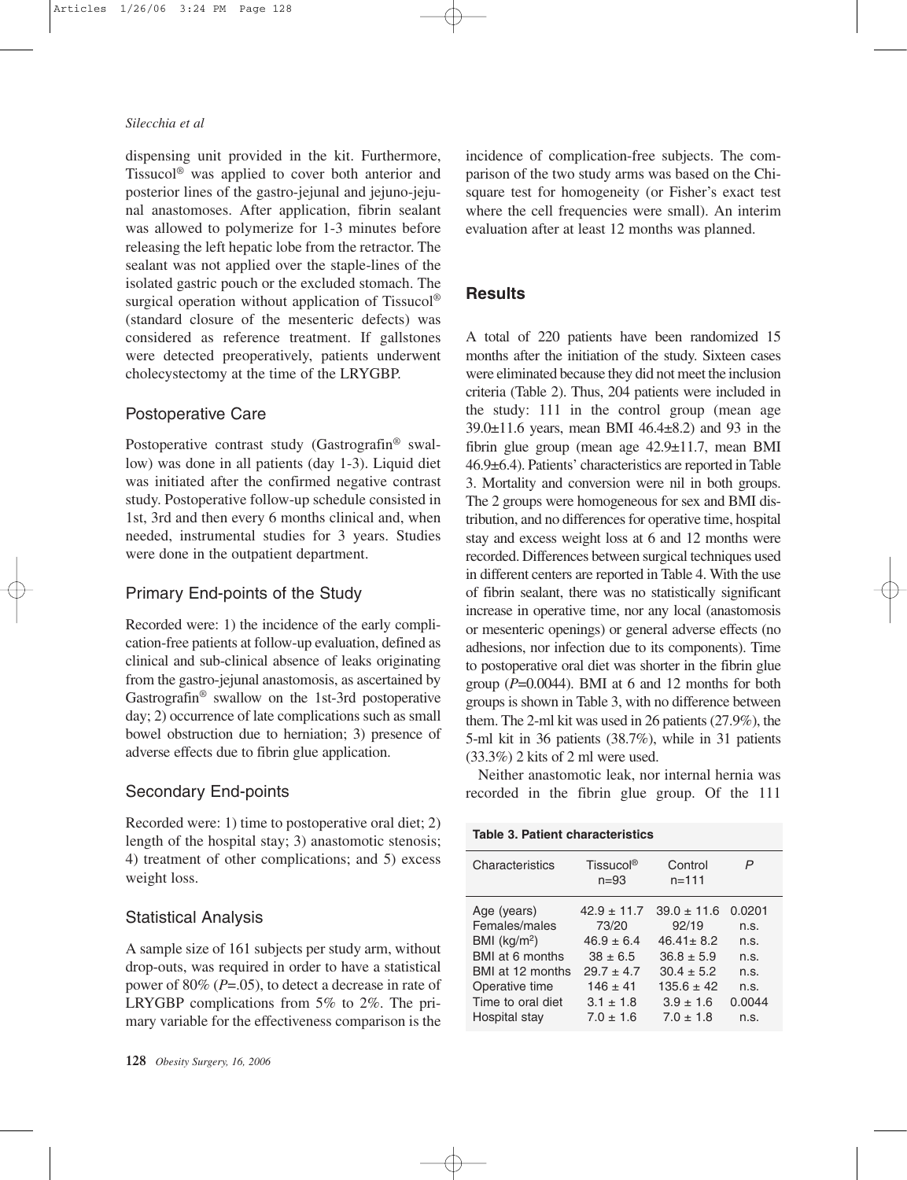dispensing unit provided in the kit. Furthermore, Tissucol® was applied to cover both anterior and posterior lines of the gastro-jejunal and jejuno-jejunal anastomoses. After application, fibrin sealant was allowed to polymerize for 1-3 minutes before releasing the left hepatic lobe from the retractor. The sealant was not applied over the staple-lines of the isolated gastric pouch or the excluded stomach. The surgical operation without application of Tissucol® (standard closure of the mesenteric defects) was considered as reference treatment. If gallstones were detected preoperatively, patients underwent cholecystectomy at the time of the LRYGBP.

## Postoperative Care

Postoperative contrast study (Gastrografin® swallow) was done in all patients (day 1-3). Liquid diet was initiated after the confirmed negative contrast study. Postoperative follow-up schedule consisted in 1st, 3rd and then every 6 months clinical and, when needed, instrumental studies for 3 years. Studies were done in the outpatient department.

## Primary End-points of the Study

Recorded were: 1) the incidence of the early complication-free patients at follow-up evaluation, defined as clinical and sub-clinical absence of leaks originating from the gastro-jejunal anastomosis, as ascertained by Gastrografin® swallow on the 1st-3rd postoperative day; 2) occurrence of late complications such as small bowel obstruction due to herniation; 3) presence of adverse effects due to fibrin glue application.

## Secondary End-points

Recorded were: 1) time to postoperative oral diet; 2) length of the hospital stay; 3) anastomotic stenosis; 4) treatment of other complications; and 5) excess weight loss.

## Statistical Analysis

A sample size of 161 subjects per study arm, without drop-outs, was required in order to have a statistical power of 80% ($P$=.05), to detect a decrease in rate of LRYGBP complications from 5% to 2%. The primary variable for the effectiveness comparison is the incidence of complication-free subjects. The comparison of the two study arms was based on the Chi-square test for homogeneity (or Fisher's exact test where the cell frequencies were small). An interim evaluation after at least 12 months was planned.

# Results

A total of 220 patients have been randomized 15 months after the initiation of the study. Sixteen cases were eliminated because they did not meet the inclusion criteria (Table 2). Thus, 204 patients were included in the study: 111 in the control group (mean age 39.0±11.6 years, mean BMI 46.4±8.2) and 93 in the fibrin glue group (mean age 42.9±11.7, mean BMI 46.9±6.4). Patients' characteristics are reported in Table 3. Mortality and conversion were nil in both groups. The 2 groups were homogeneous for sex and BMI distribution, and no differences for operative time, hospital stay and excess weight loss at 6 and 12 months were recorded. Differences between surgical techniques used in different centers are reported in Table 4. With the use of fibrin sealant, there was no statistically significant increase in operative time, nor any local (anastomosis or mesenteric openings) or general adverse effects (no adhesions, nor infection due to its components). Time to postoperative oral diet was shorter in the fibrin glue group ($P$=0.0044). BMI at 6 and 12 months for both groups is shown in Table 3, with no difference between them. The 2-ml kit was used in 26 patients (27.9%), the 5-ml kit in 36 patients (38.7%), while in 31 patients (33.3%) 2 kits of 2 ml were used.

Neither anastomotic leak, nor internal hernia was recorded in the fibrin glue group. Of the 111

**Table 3. Patient characteristics**

| Characteristics | Tissucol® n=93 | Control n=111 | $P$ |
|---|---|---|---|
| Age (years) | 42.9 ± 11.7 | 39.0 ± 11.6 | 0.0201 |
| Females/males | 73/20 | 92/19 | n.s. |
| BMI (kg/m²) | 46.9 ± 6.4 | 46.41± 8.2 | n.s. |
| BMI at 6 months | 38 ± 6.5 | 36.8 ± 5.9 | n.s. |
| BMI at 12 months | 29.7 ± 4.7 | 30.4 ± 5.2 | n.s. |
| Operative time | 146 ± 41 | 135.6 ± 42 | n.s. |
| Time to oral diet | 3.1 ± 1.8 | 3.9 ± 1.6 | 0.0044 |
| Hospital stay | 7.0 ± 1.6 | 7.0 ± 1.8 | n.s. |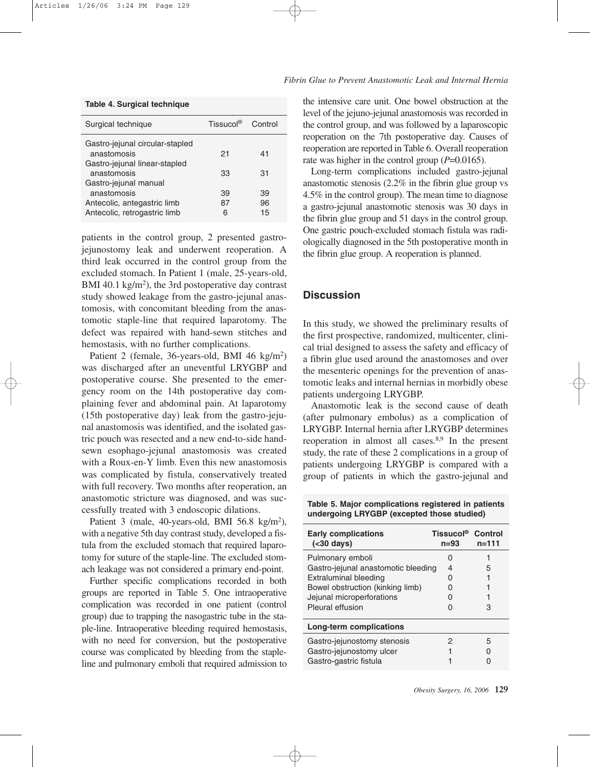**Table 4. Surgical technique**

| Surgical technique | Tissucol® | Control |
|---|---|---|
| Gastro-jejunal circular-stapled anastomosis | 21 | 41 |
| Gastro-jejunal linear-stapled anastomosis | 33 | 31 |
| Gastro-jejunal manual anastomosis | 39 | 39 |
| Antecolic, antegastric limb | 87 | 96 |
| Antecolic, retrogastric limb | 6 | 15 |

patients in the control group, 2 presented gastro-jejunostomy leak and underwent reoperation. A third leak occurred in the control group from the excluded stomach. In Patient 1 (male, 25-years-old, BMI 40.1 kg/m$^2$), the 3rd postoperative day contrast study showed leakage from the gastro-jejunal anastomosis, with concomitant bleeding from the anastomotic staple-line that required laparotomy. The defect was repaired with hand-sewn stitches and hemostasis, with no further complications.

Patient 2 (female, 36-years-old, BMI 46 kg/m$^2$) was discharged after an uneventful LRYGBP and postoperative course. She presented to the emergency room on the 14th postoperative day complaining fever and abdominal pain. At laparotomy (15th postoperative day) leak from the gastro-jejunal anastomosis was identified, and the isolated gastric pouch was resected and a new end-to-side hand-sewn esophago-jejunal anastomosis was created with a Roux-en-Y limb. Even this new anastomosis was complicated by fistula, conservatively treated with full recovery. Two months after reoperation, an anastomotic stricture was diagnosed, and was successfully treated with 3 endoscopic dilations.

Patient 3 (male, 40-years-old, BMI 56.8 kg/m$^2$), with a negative 5th day contrast study, developed a fistula from the excluded stomach that required laparotomy for suture of the staple-line. The excluded stomach leakage was not considered a primary end-point.

Further specific complications recorded in both groups are reported in Table 5. One intraoperative complication was recorded in one patient (control group) due to trapping the nasogastric tube in the staple-line. Intraoperative bleeding required hemostasis, with no need for conversion, but the postoperative course was complicated by bleeding from the staple-line and pulmonary emboli that required admission to the intensive care unit. One bowel obstruction at the level of the jejuno-jejunal anastomosis was recorded in the control group, and was followed by a laparoscopic reoperation on the 7th postoperative day. Causes of reoperation are reported in Table 6. Overall reoperation rate was higher in the control group (*P*=0.0165).

Long-term complications included gastro-jejunal anastomotic stenosis (2.2% in the fibrin glue group vs 4.5% in the control group). The mean time to diagnose a gastro-jejunal anastomotic stenosis was 30 days in the fibrin glue group and 51 days in the control group. One gastric pouch-excluded stomach fistula was radiologically diagnosed in the 5th postoperative month in the fibrin glue group. A reoperation is planned.

## Discussion

In this study, we showed the preliminary results of the first prospective, randomized, multicenter, clinical trial designed to assess the safety and efficacy of a fibrin glue used around the anastomoses and over the mesenteric openings for the prevention of anastomotic leaks and internal hernias in morbidly obese patients undergoing LRYGBP.

Anastomotic leak is the second cause of death (after pulmonary embolus) as a complication of LRYGBP. Internal hernia after LRYGBP determines reoperation in almost all cases.[8,9] In the present study, the rate of these 2 complications in a group of patients undergoing LRYGBP is compared with a group of patients in which the gastro-jejunal and

**Table 5. Major complications registered in patients undergoing LRYGBP (excepted those studied)**

| Early complications (<30 days) | Tissucol® n=93 | Control n=111 |
|---|---|---|
| Pulmonary emboli | 0 | 1 |
| Gastro-jejunal anastomotic bleeding | 4 | 5 |
| Extraluminal bleeding | 0 | 1 |
| Bowel obstruction (kinking limb) | 0 | 1 |
| Jejunal microperforations | 0 | 1 |
| Pleural effusion | 0 | 3 |
| **Long-term complications** | | |
| Gastro-jejunostomy stenosis | 2 | 5 |
| Gastro-jejunostomy ulcer | 1 | 0 |
| Gastro-gastric fistula | 1 | 0 |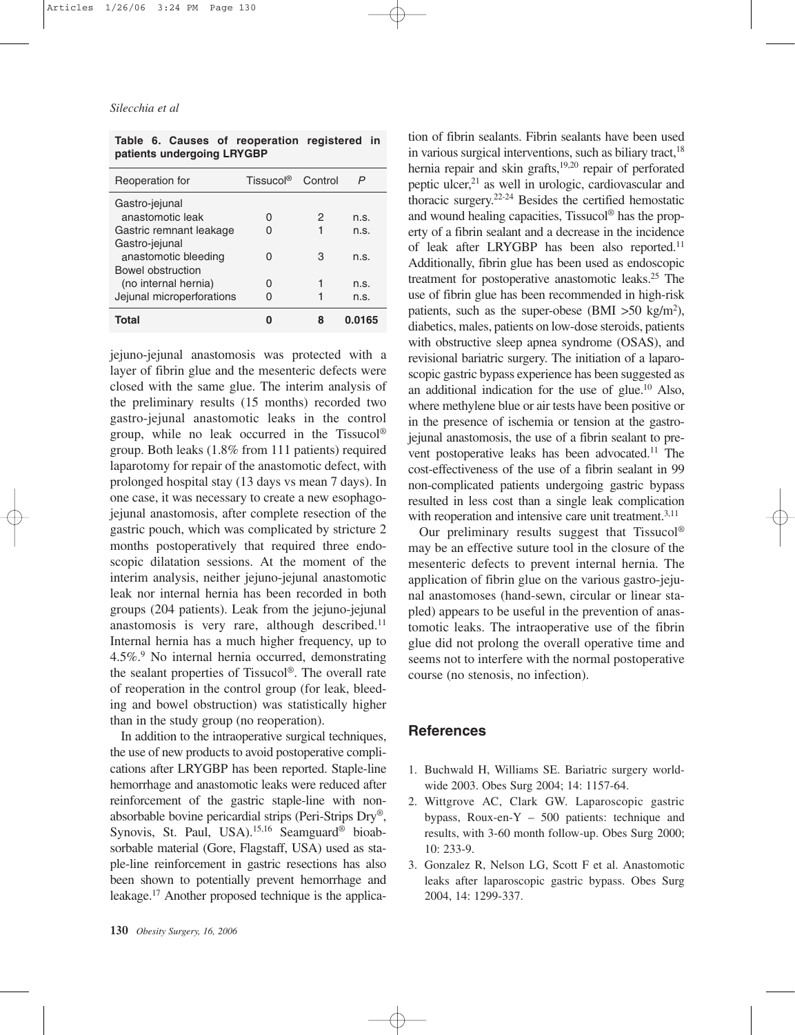**Table 6. Causes of reoperation registered in patients undergoing LRYGBP**

| Reoperation for | Tissucol® | Control | P |
|---|---|---|---|
| Gastro-jejunal anastomotic leak | 0 | 2 | n.s. |
| Gastric remnant leakage | 0 | 1 | n.s. |
| Gastro-jejunal anastomotic bleeding | 0 | 3 | n.s. |
| Bowel obstruction (no internal hernia) | 0 | 1 | n.s. |
| Jejunal microperforations | 0 | 1 | n.s. |
| **Total** | **0** | **8** | **0.0165** |

jejuno-jejunal anastomosis was protected with a layer of fibrin glue and the mesenteric defects were closed with the same glue. The interim analysis of the preliminary results (15 months) recorded two gastro-jejunal anastomotic leaks in the control group, while no leak occurred in the Tissucol® group. Both leaks (1.8% from 111 patients) required laparotomy for repair of the anastomotic defect, with prolonged hospital stay (13 days vs mean 7 days). In one case, it was necessary to create a new esophago-jejunal anastomosis, after complete resection of the gastric pouch, which was complicated by stricture 2 months postoperatively that required three endoscopic dilatation sessions. At the moment of the interim analysis, neither jejuno-jejunal anastomotic leak nor internal hernia has been recorded in both groups (204 patients). Leak from the jejuno-jejunal anastomosis is very rare, although described.[11] Internal hernia has a much higher frequency, up to 4.5%.[9] No internal hernia occurred, demonstrating the sealant properties of Tissucol®. The overall rate of reoperation in the control group (for leak, bleeding and bowel obstruction) was statistically higher than in the study group (no reoperation).

In addition to the intraoperative surgical techniques, the use of new products to avoid postoperative complications after LRYGBP has been reported. Staple-line hemorrhage and anastomotic leaks were reduced after reinforcement of the gastric staple-line with non-absorbable bovine pericardial strips (Peri-Strips Dry®, Synovis, St. Paul, USA).[15,16] Seamguard® bioabsorbable material (Gore, Flagstaff, USA) used as staple-line reinforcement in gastric resections has also been shown to potentially prevent hemorrhage and leakage.[17] Another proposed technique is the application of fibrin sealants. Fibrin sealants have been used in various surgical interventions, such as biliary tract,[18] hernia repair and skin grafts,[19,20] repair of perforated peptic ulcer,[21] as well in urologic, cardiovascular and thoracic surgery.[22-24] Besides the certified hemostatic and wound healing capacities, Tissucol® has the property of a fibrin sealant and a decrease in the incidence of leak after LRYGBP has been also reported.[11] Additionally, fibrin glue has been used as endoscopic treatment for postoperative anastomotic leaks.[25] The use of fibrin glue has been recommended in high-risk patients, such as the super-obese (BMI >50 kg/m$^2$), diabetics, males, patients on low-dose steroids, patients with obstructive sleep apnea syndrome (OSAS), and revisional bariatric surgery. The initiation of a laparoscopic gastric bypass experience has been suggested as an additional indication for the use of glue.[10] Also, where methylene blue or air tests have been positive or in the presence of ischemia or tension at the gastro-jejunal anastomosis, the use of a fibrin sealant to prevent postoperative leaks has been advocated.[11] The cost-effectiveness of the use of a fibrin sealant in 99 non-complicated patients undergoing gastric bypass resulted in less cost than a single leak complication with reoperation and intensive care unit treatment.[3,11]

Our preliminary results suggest that Tissucol® may be an effective suture tool in the closure of the mesenteric defects to prevent internal hernia. The application of fibrin glue on the various gastro-jejunal anastomoses (hand-sewn, circular or linear stapled) appears to be useful in the prevention of anastomotic leaks. The intraoperative use of the fibrin glue did not prolong the overall operative time and seems not to interfere with the normal postoperative course (no stenosis, no infection).

## References

1. Buchwald H, Williams SE. Bariatric surgery worldwide 2003. Obes Surg 2004; 14: 1157-64.
2. Wittgrove AC, Clark GW. Laparoscopic gastric bypass, Roux-en-Y – 500 patients: technique and results, with 3-60 month follow-up. Obes Surg 2000; 10: 233-9.
3. Gonzalez R, Nelson LG, Scott F et al. Anastomotic leaks after laparoscopic gastric bypass. Obes Surg 2004, 14: 1299-337.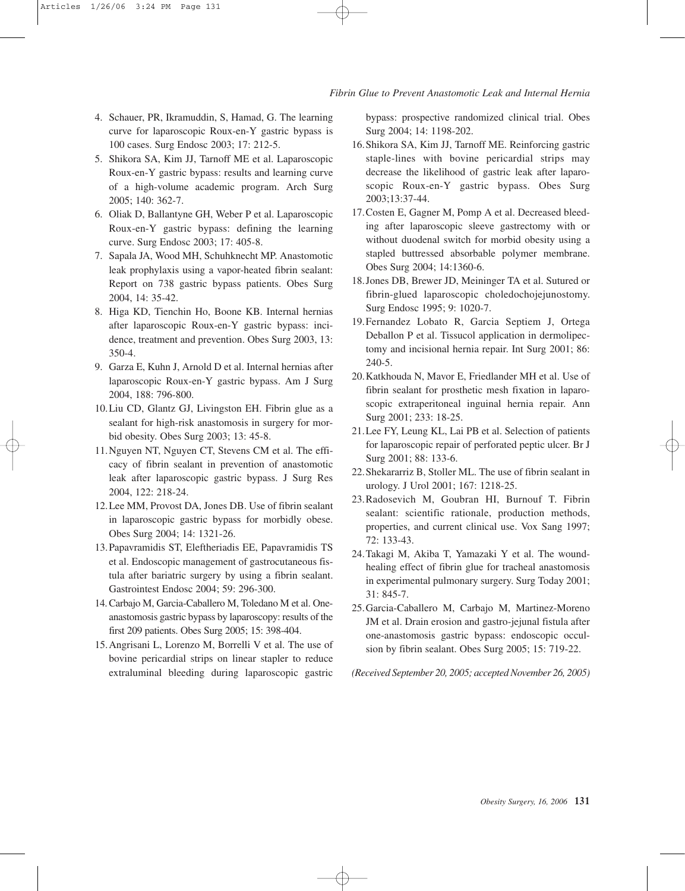4. Schauer, PR, Ikramuddin, S, Hamad, G. The learning curve for laparoscopic Roux-en-Y gastric bypass is 100 cases. Surg Endosc 2003; 17: 212-5.
5. Shikora SA, Kim JJ, Tarnoff ME et al. Laparoscopic Roux-en-Y gastric bypass: results and learning curve of a high-volume academic program. Arch Surg 2005; 140: 362-7.
6. Oliak D, Ballantyne GH, Weber P et al. Laparoscopic Roux-en-Y gastric bypass: defining the learning curve. Surg Endosc 2003; 17: 405-8.
7. Sapala JA, Wood MH, Schuhknecht MP. Anastomotic leak prophylaxis using a vapor-heated fibrin sealant: Report on 738 gastric bypass patients. Obes Surg 2004, 14: 35-42.
8. Higa KD, Tienchin Ho, Boone KB. Internal hernias after laparoscopic Roux-en-Y gastric bypass: incidence, treatment and prevention. Obes Surg 2003, 13: 350-4.
9. Garza E, Kuhn J, Arnold D et al. Internal hernias after laparoscopic Roux-en-Y gastric bypass. Am J Surg 2004, 188: 796-800.
10. Liu CD, Glantz GJ, Livingston EH. Fibrin glue as a sealant for high-risk anastomosis in surgery for morbid obesity. Obes Surg 2003; 13: 45-8.
11. Nguyen NT, Nguyen CT, Stevens CM et al. The efficacy of fibrin sealant in prevention of anastomotic leak after laparoscopic gastric bypass. J Surg Res 2004, 122: 218-24.
12. Lee MM, Provost DA, Jones DB. Use of fibrin sealant in laparoscopic gastric bypass for morbidly obese. Obes Surg 2004; 14: 1321-26.
13. Papavramidis ST, Eleftheriadis EE, Papavramidis TS et al. Endoscopic management of gastrocutaneous fistula after bariatric surgery by using a fibrin sealant. Gastrointest Endosc 2004; 59: 296-300.
14. Carbajo M, Garcia-Caballero M, Toledano M et al. One-anastomosis gastric bypass by laparoscopy: results of the first 209 patients. Obes Surg 2005; 15: 398-404.
15. Angrisani L, Lorenzo M, Borrelli V et al. The use of bovine pericardial strips on linear stapler to reduce extraluminal bleeding during laparoscopic gastric bypass: prospective randomized clinical trial. Obes Surg 2004; 14: 1198-202.
16. Shikora SA, Kim JJ, Tarnoff ME. Reinforcing gastric staple-lines with bovine pericardial strips may decrease the likelihood of gastric leak after laparoscopic Roux-en-Y gastric bypass. Obes Surg 2003;13:37-44.
17. Costen E, Gagner M, Pomp A et al. Decreased bleeding after laparoscopic sleeve gastrectomy with or without duodenal switch for morbid obesity using a stapled buttressed absorbable polymer membrane. Obes Surg 2004; 14:1360-6.
18. Jones DB, Brewer JD, Meininger TA et al. Sutured or fibrin-glued laparoscopic choledochojejunostomy. Surg Endosc 1995; 9: 1020-7.
19. Fernandez Lobato R, Garcia Septiem J, Ortega Deballon P et al. Tissucol application in dermolipectomy and incisional hernia repair. Int Surg 2001; 86: 240-5.
20. Katkhouda N, Mavor E, Friedlander MH et al. Use of fibrin sealant for prosthetic mesh fixation in laparoscopic extraperitoneal inguinal hernia repair. Ann Surg 2001; 233: 18-25.
21. Lee FY, Leung KL, Lai PB et al. Selection of patients for laparoscopic repair of perforated peptic ulcer. Br J Surg 2001; 88: 133-6.
22. Shekararriz B, Stoller ML. The use of fibrin sealant in urology. J Urol 2001; 167: 1218-25.
23. Radosevich M, Goubran HI, Burnouf T. Fibrin sealant: scientific rationale, production methods, properties, and current clinical use. Vox Sang 1997; 72: 133-43.
24. Takagi M, Akiba T, Yamazaki Y et al. The wound-healing effect of fibrin glue for tracheal anastomosis in experimental pulmonary surgery. Surg Today 2001; 31: 845-7.
25. Garcia-Caballero M, Carbajo M, Martinez-Moreno JM et al. Drain erosion and gastro-jejunal fistula after one-anastomosis gastric bypass: endoscopic occulsion by fibrin sealant. Obes Surg 2005; 15: 719-22.

*(Received September 20, 2005; accepted November 26, 2005)*